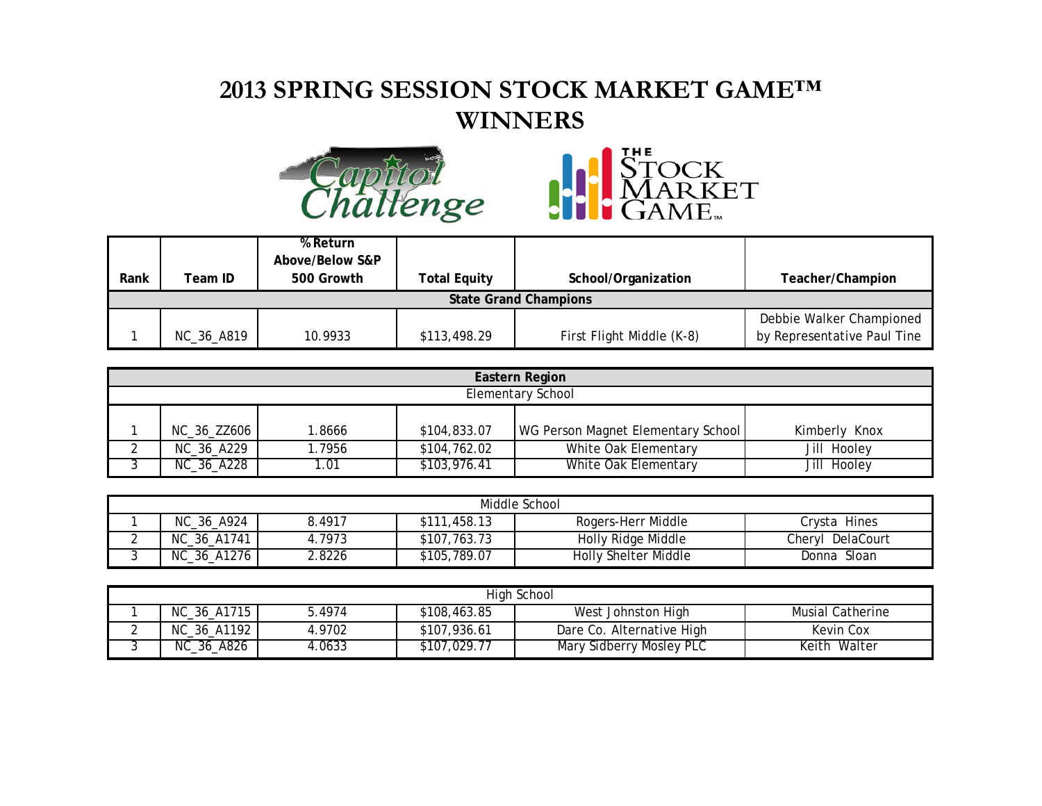# 2013 SPRING SESSION STOCK MARKET GAME™ WINNERS

| Rank | Team ID | % Return Above/Below S&P 500 Growth | Total Equity | School/Organization | Teacher/Champion |
|---|---|---|---|---|---|
| **State Grand Champions** | | | | | |
| 1 | NC_36_A819 | 10.9933 | $113,498.29 | First Flight Middle (K-8) | Debbie Walker Championed by Representative Paul Tine |

| **Eastern Region** | | | | | |
|---|---|---|---|---|---|
| Elementary School | | | | | |
| 1 | NC_36_ZZ606 | 1.8666 | $104,833.07 | WG Person Magnet Elementary School | Kimberly Knox |
| 2 | NC_36_A229 | 1.7956 | $104,762.02 | White Oak Elementary | Jill Hooley |
| 3 | NC_36_A228 | 1.01 | $103,976.41 | White Oak Elementary | Jill Hooley |

| Middle School | | | | | |
|---|---|---|---|---|---|
| 1 | NC_36_A924 | 8.4917 | $111,458.13 | Rogers-Herr Middle | Crysta Hines |
| 2 | NC_36_A1741 | 4.7973 | $107,763.73 | Holly Ridge Middle | Cheryl DelaCourt |
| 3 | NC_36_A1276 | 2.8226 | $105,789.07 | Holly Shelter Middle | Donna Sloan |

| High School | | | | | |
|---|---|---|---|---|---|
| 1 | NC_36_A1715 | 5.4974 | $108,463.85 | West Johnston High | Musial Catherine |
| 2 | NC_36_A1192 | 4.9702 | $107,936.61 | Dare Co. Alternative High | Kevin Cox |
| 3 | NC_36_A826 | 4.0633 | $107,029.77 | Mary Sidberry Mosley PLC | Keith Walter |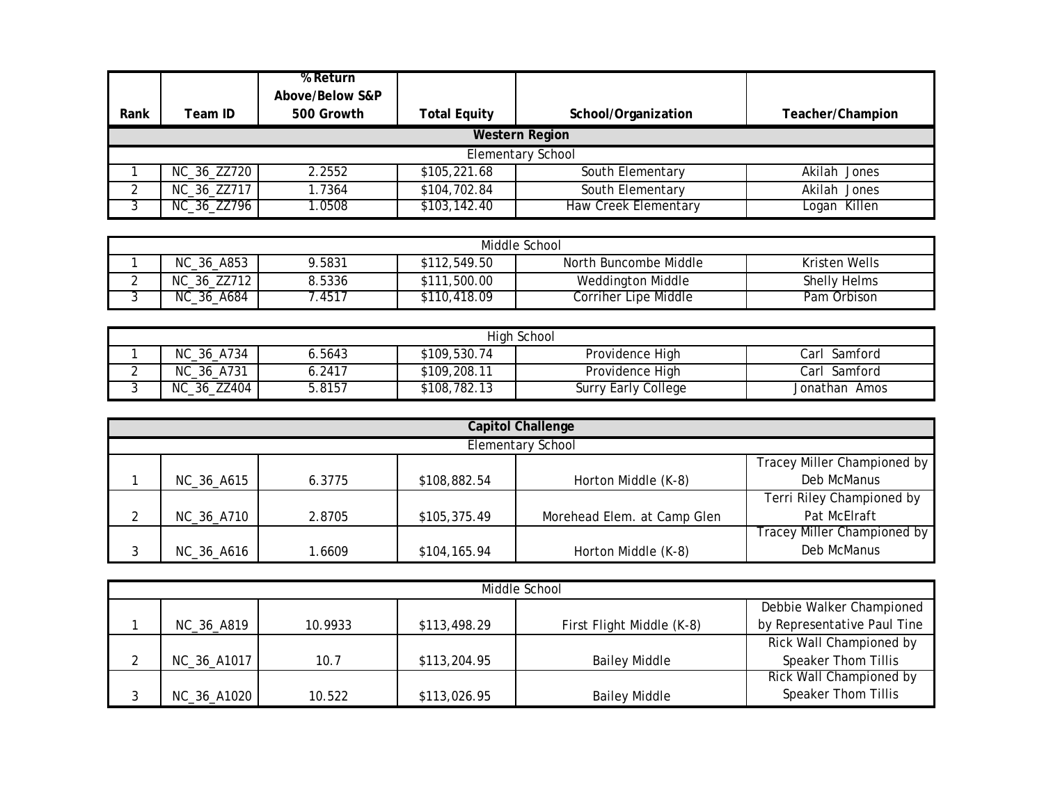| Rank | Team ID | % Return Above/Below S&P 500 Growth | Total Equity | School/Organization | Teacher/Champion |
|---|---|---|---|---|---|
| **Western Region** | | | | | |
| Elementary School | | | | | |
| 1 | NC_36_ZZ720 | 2.2552 | $105,221.68 | South Elementary | Akilah Jones |
| 2 | NC_36_ZZ717 | 1.7364 | $104,702.84 | South Elementary | Akilah Jones |
| 3 | NC_36_ZZ796 | 1.0508 | $103,142.40 | Haw Creek Elementary | Logan Killen |
| Middle School | | | | | |
| 1 | NC_36_A853 | 9.5831 | $112,549.50 | North Buncombe Middle | Kristen Wells |
| 2 | NC_36_ZZ712 | 8.5336 | $111,500.00 | Weddington Middle | Shelly Helms |
| 3 | NC_36_A684 | 7.4517 | $110,418.09 | Corriher Lipe Middle | Pam Orbison |
| High School | | | | | |
| 1 | NC_36_A734 | 6.5643 | $109,530.74 | Providence High | Carl Samford |
| 2 | NC_36_A731 | 6.2417 | $109,208.11 | Providence High | Carl Samford |
| 3 | NC_36_ZZ404 | 5.8157 | $108,782.13 | Surry Early College | Jonathan Amos |
| **Capitol Challenge** | | | | | |
| Elementary School | | | | | |
| 1 | NC_36_A615 | 6.3775 | $108,882.54 | Horton Middle (K-8) | Tracey Miller Championed by Deb McManus |
| 2 | NC_36_A710 | 2.8705 | $105,375.49 | Morehead Elem. at Camp Glen | Terri Riley Championed by Pat McElraft |
| 3 | NC_36_A616 | 1.6609 | $104,165.94 | Horton Middle (K-8) | Tracey Miller Championed by Deb McManus |
| Middle School | | | | | |
| 1 | NC_36_A819 | 10.9933 | $113,498.29 | First Flight Middle (K-8) | Debbie Walker Championed by Representative Paul Tine |
| 2 | NC_36_A1017 | 10.7 | $113,204.95 | Bailey Middle | Rick Wall Championed by Speaker Thom Tillis |
| 3 | NC_36_A1020 | 10.522 | $113,026.95 | Bailey Middle | Rick Wall Championed by Speaker Thom Tillis |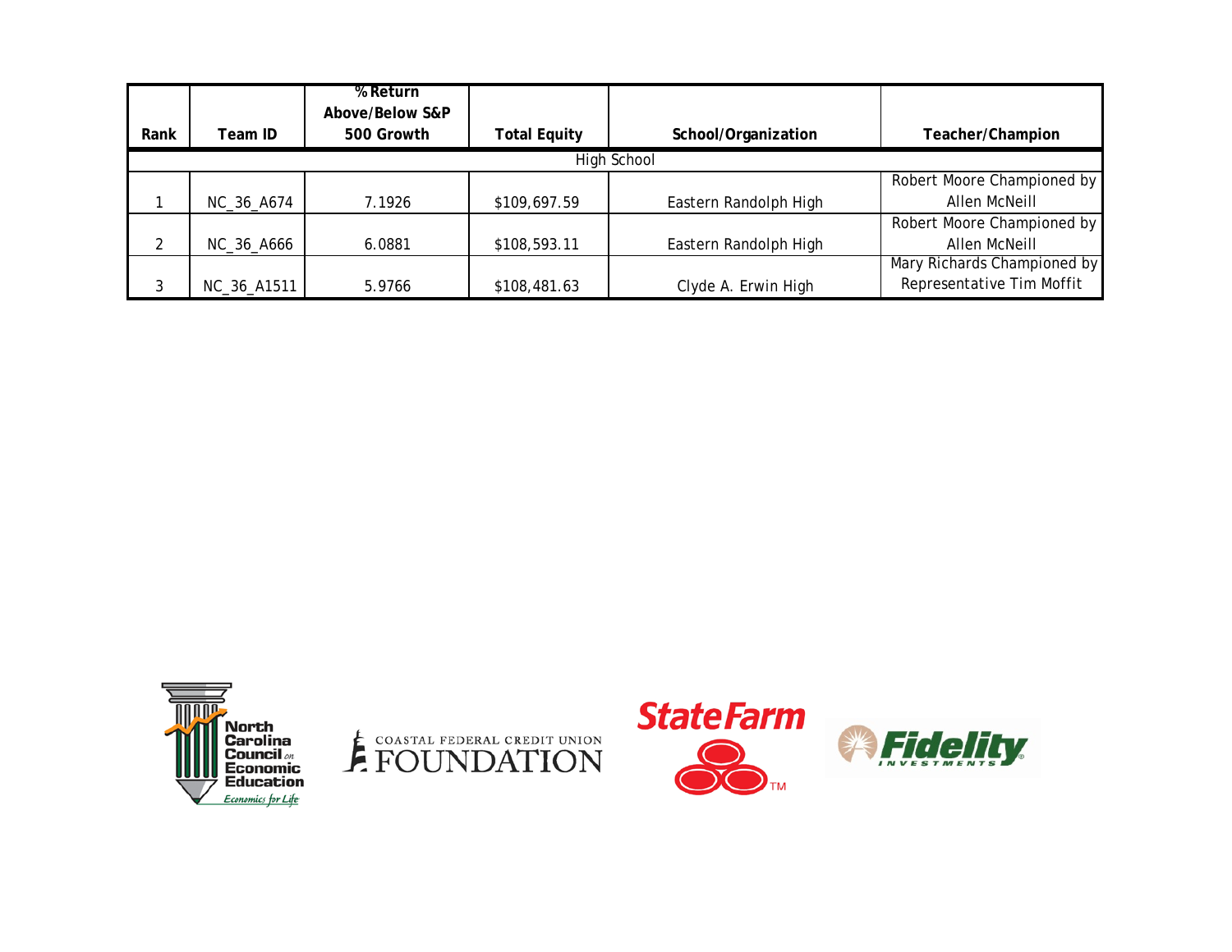| Rank | Team ID | % Return Above/Below S&P 500 Growth | Total Equity | School/Organization | Teacher/Champion |
|---|---|---|---|---|---|
| High School | | | | | |
| 1 | NC_36_A674 | 7.1926 | $109,697.59 | Eastern Randolph High | Robert Moore Championed by Allen McNeill |
| 2 | NC_36_A666 | 6.0881 | $108,593.11 | Eastern Randolph High | Robert Moore Championed by Allen McNeill |
| 3 | NC_36_A1511 | 5.9766 | $108,481.63 | Clyde A. Erwin High | Mary Richards Championed by Representative Tim Moffit |

North Carolina Council on Economic Education — Economics for Life

Coastal Federal Credit Union Foundation

State Farm™

Fidelity Investments®